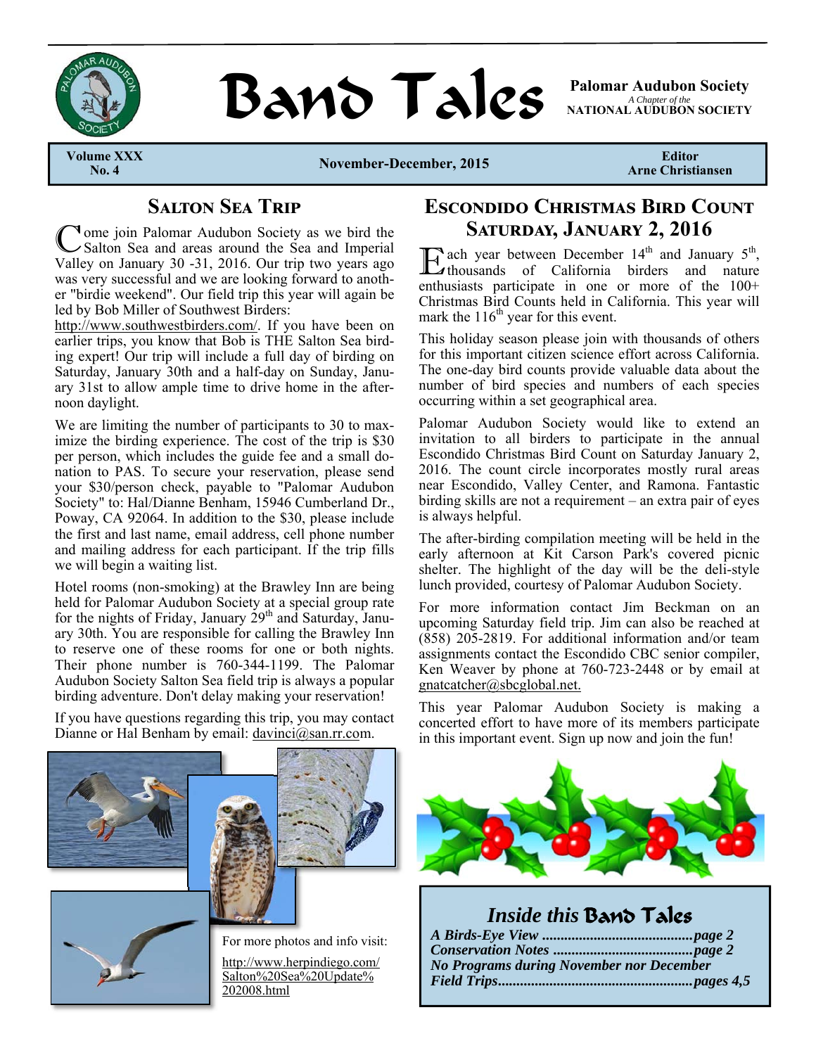# Band Tales

**Palomar Audubon Society**
*A Chapter of the*
**NATIONAL AUDUBON SOCIETY**

**Volume XXX No. 4** | **November-December, 2015** | **Editor Arne Christiansen**

## Salton Sea Trip

Come join Palomar Audubon Society as we bird the Salton Sea and areas around the Sea and Imperial Valley on January 30 -31, 2016. Our trip two years ago was very successful and we are looking forward to another "birdie weekend". Our field trip this year will again be led by Bob Miller of Southwest Birders: http://www.southwestbirders.com/. If you have been on earlier trips, you know that Bob is THE Salton Sea birding expert! Our trip will include a full day of birding on Saturday, January 30th and a half-day on Sunday, January 31st to allow ample time to drive home in the afternoon daylight.

We are limiting the number of participants to 30 to maximize the birding experience. The cost of the trip is $30 per person, which includes the guide fee and a small donation to PAS. To secure your reservation, please send your $30/person check, payable to "Palomar Audubon Society" to: Hal/Dianne Benham, 15946 Cumberland Dr., Poway, CA 92064. In addition to the $30, please include the first and last name, email address, cell phone number and mailing address for each participant. If the trip fills we will begin a waiting list.

Hotel rooms (non-smoking) at the Brawley Inn are being held for Palomar Audubon Society at a special group rate for the nights of Friday, January 29th and Saturday, January 30th. You are responsible for calling the Brawley Inn to reserve one of these rooms for one or both nights. Their phone number is 760-344-1199. The Palomar Audubon Society Salton Sea field trip is always a popular birding adventure. Don't delay making your reservation!

If you have questions regarding this trip, you may contact Dianne or Hal Benham by email: davinci@san.rr.com.

For more photos and info visit:
http://www.herpindiego.com/Salton%20Sea%20Update%202008.html

## Escondido Christmas Bird Count Saturday, January 2, 2016

Each year between December 14th and January 5th, thousands of California birders and nature enthusiasts participate in one or more of the 100+ Christmas Bird Counts held in California. This year will mark the 116th year for this event.

This holiday season please join with thousands of others for this important citizen science effort across California. The one-day bird counts provide valuable data about the number of bird species and numbers of each species occurring within a set geographical area.

Palomar Audubon Society would like to extend an invitation to all birders to participate in the annual Escondido Christmas Bird Count on Saturday January 2, 2016. The count circle incorporates mostly rural areas near Escondido, Valley Center, and Ramona. Fantastic birding skills are not a requirement – an extra pair of eyes is always helpful.

The after-birding compilation meeting will be held in the early afternoon at Kit Carson Park's covered picnic shelter. The highlight of the day will be the deli-style lunch provided, courtesy of Palomar Audubon Society.

For more information contact Jim Beckman on an upcoming Saturday field trip. Jim can also be reached at (858) 205-2819. For additional information and/or team assignments contact the Escondido CBC senior compiler, Ken Weaver by phone at 760-723-2448 or by email at gnatcatcher@sbcglobal.net.

This year Palomar Audubon Society is making a concerted effort to have more of its members participate in this important event. Sign up now and join the fun!

## *Inside this* Band Tales

***A Birds-Eye View** ........................................ page 2*
***Conservation Notes** ..................................... page 2*
***No Programs during November nor December***
***Field Trips** ................................................... pages 4,5*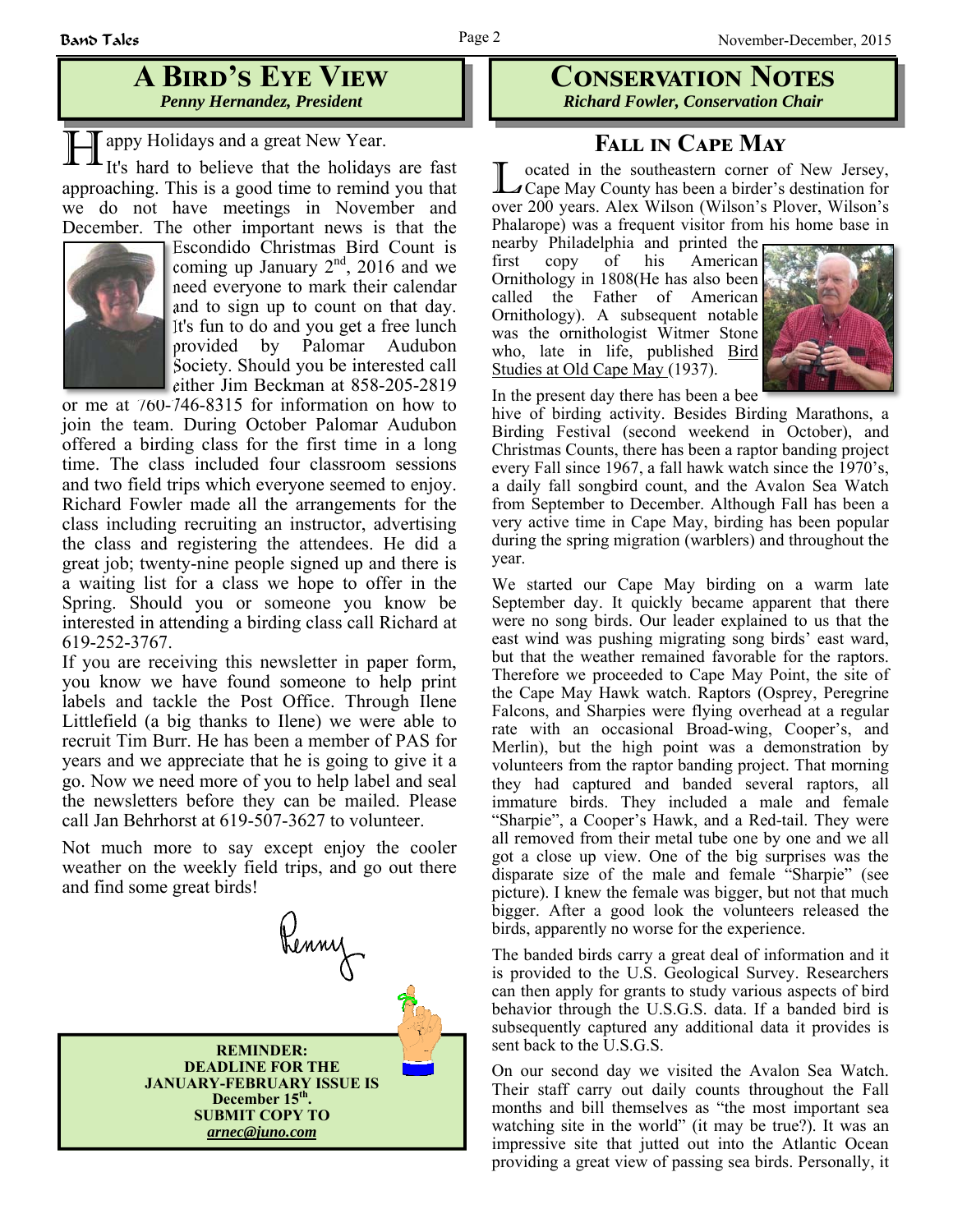## A Bird's Eye View

*Penny Hernandez, President*

Happy Holidays and a great New Year.

It's hard to believe that the holidays are fast approaching. This is a good time to remind you that we do not have meetings in November and December. The other important news is that the Escondido Christmas Bird Count is coming up January 2nd, 2016 and we need everyone to mark their calendar and to sign up to count on that day. It's fun to do and you get a free lunch provided by Palomar Audubon Society. Should you be interested call either Jim Beckman at 858-205-2819 or me at 760-746-8315 for information on how to join the team. During October Palomar Audubon offered a birding class for the first time in a long time. The class included four classroom sessions and two field trips which everyone seemed to enjoy. Richard Fowler made all the arrangements for the class including recruiting an instructor, advertising the class and registering the attendees. He did a great job; twenty-nine people signed up and there is a waiting list for a class we hope to offer in the Spring. Should you or someone you know be interested in attending a birding class call Richard at 619-252-3767.

If you are receiving this newsletter in paper form, you know we have found someone to help print labels and tackle the Post Office. Through Ilene Littlefield (a big thanks to Ilene) we were able to recruit Tim Burr. He has been a member of PAS for years and we appreciate that he is going to give it a go. Now we need more of you to help label and seal the newsletters before they can be mailed. Please call Jan Behrhorst at 619-507-3627 to volunteer.

Not much more to say except enjoy the cooler weather on the weekly field trips, and go out there and find some great birds!

Penny

**REMINDER:**
**DEADLINE FOR THE JANUARY-FEBRUARY ISSUE IS December 15th.**
**SUBMIT COPY TO**
***arnec@juno.com***

## Conservation Notes

*Richard Fowler, Conservation Chair*

### Fall in Cape May

Located in the southeastern corner of New Jersey, Cape May County has been a birder's destination for over 200 years. Alex Wilson (Wilson's Plover, Wilson's Phalarope) was a frequent visitor from his home base in nearby Philadelphia and printed the first copy of his American Ornithology in 1808(He has also been called the Father of American Ornithology). A subsequent notable was the ornithologist Witmer Stone who, late in life, published Bird Studies at Old Cape May (1937).

In the present day there has been a bee hive of birding activity. Besides Birding Marathons, a Birding Festival (second weekend in October), and Christmas Counts, there has been a raptor banding project every Fall since 1967, a fall hawk watch since the 1970's, a daily fall songbird count, and the Avalon Sea Watch from September to December. Although Fall has been a very active time in Cape May, birding has been popular during the spring migration (warblers) and throughout the year.

We started our Cape May birding on a warm late September day. It quickly became apparent that there were no song birds. Our leader explained to us that the east wind was pushing migrating song birds' east ward, but that the weather remained favorable for the raptors. Therefore we proceeded to Cape May Point, the site of the Cape May Hawk watch. Raptors (Osprey, Peregrine Falcons, and Sharpies were flying overhead at a regular rate with an occasional Broad-wing, Cooper's, and Merlin), but the high point was a demonstration by volunteers from the raptor banding project. That morning they had captured and banded several raptors, all immature birds. They included a male and female "Sharpie", a Cooper's Hawk, and a Red-tail. They were all removed from their metal tube one by one and we all got a close up view. One of the big surprises was the disparate size of the male and female "Sharpie" (see picture). I knew the female was bigger, but not that much bigger. After a good look the volunteers released the birds, apparently no worse for the experience.

The banded birds carry a great deal of information and it is provided to the U.S. Geological Survey. Researchers can then apply for grants to study various aspects of bird behavior through the U.S.G.S. data. If a banded bird is subsequently captured any additional data it provides is sent back to the U.S.G.S.

On our second day we visited the Avalon Sea Watch. Their staff carry out daily counts throughout the Fall months and bill themselves as "the most important sea watching site in the world" (it may be true?). It was an impressive site that jutted out into the Atlantic Ocean providing a great view of passing sea birds. Personally, it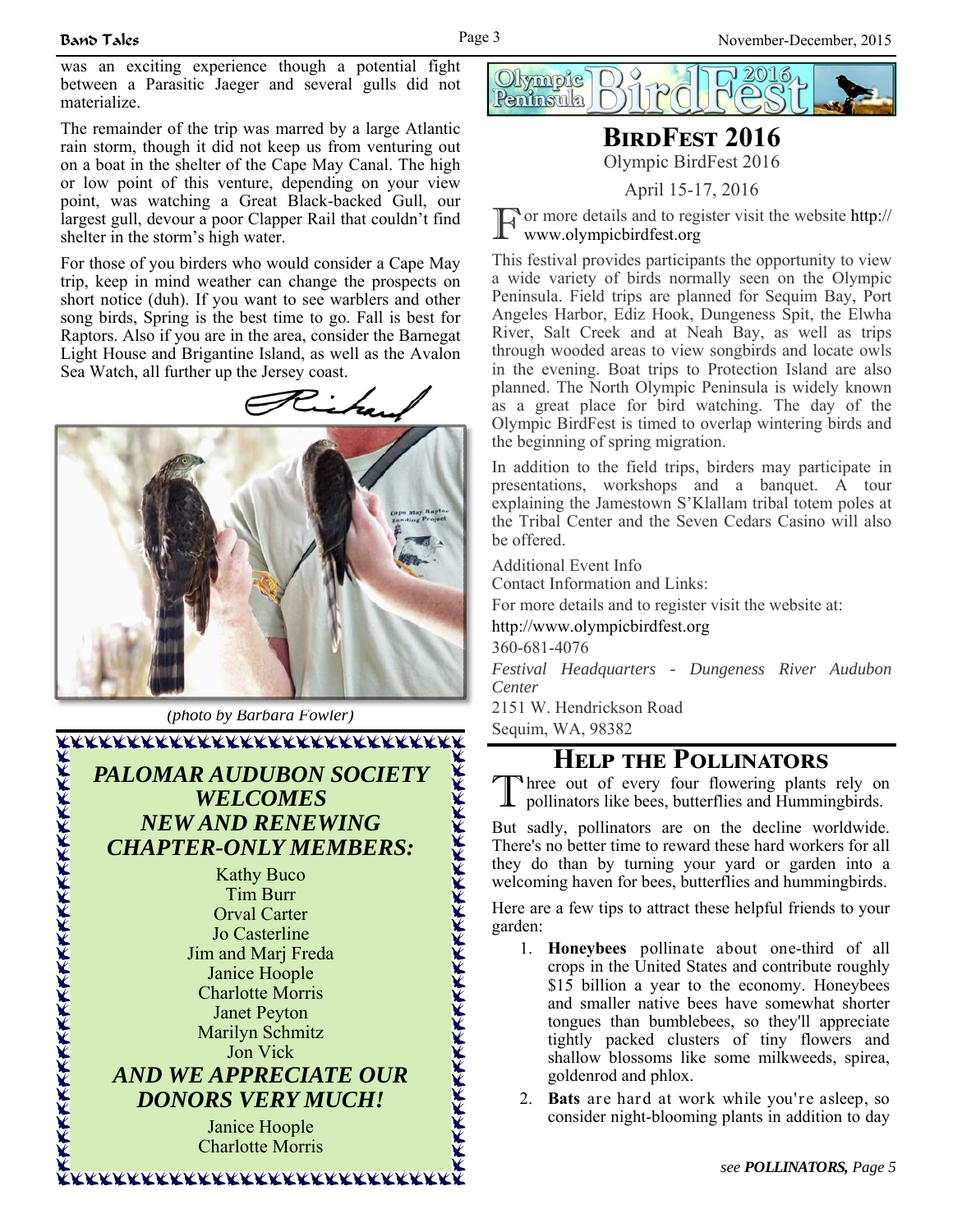was an exciting experience though a potential fight between a Parasitic Jaeger and several gulls did not materialize.

The remainder of the trip was marred by a large Atlantic rain storm, though it did not keep us from venturing out on a boat in the shelter of the Cape May Canal. The high or low point of this venture, depending on your view point, was watching a Great Black-backed Gull, our largest gull, devour a poor Clapper Rail that couldn't find shelter in the storm's high water.

For those of you birders who would consider a Cape May trip, keep in mind weather can change the prospects on short notice (duh). If you want to see warblers and other song birds, Spring is the best time to go. Fall is best for Raptors. Also if you are in the area, consider the Barnegat Light House and Brigantine Island, as well as the Avalon Sea Watch, all further up the Jersey coast.

Richard

*(photo by Barbara Fowler)*

***PALOMAR AUDUBON SOCIETY WELCOMES NEW AND RENEWING CHAPTER-ONLY MEMBERS:***

Kathy Buco
Tim Burr
Orval Carter
Jo Casterline
Jim and Marj Freda
Janice Hoople
Charlotte Morris
Janet Peyton
Marilyn Schmitz
Jon Vick

***AND WE APPRECIATE OUR DONORS VERY MUCH!***

Janice Hoople
Charlotte Morris

## BirdFest 2016

Olympic BirdFest 2016

April 15-17, 2016

For more details and to register visit the website http://www.olympicbirdfest.org

This festival provides participants the opportunity to view a wide variety of birds normally seen on the Olympic Peninsula. Field trips are planned for Sequim Bay, Port Angeles Harbor, Ediz Hook, Dungeness Spit, the Elwha River, Salt Creek and at Neah Bay, as well as trips through wooded areas to view songbirds and locate owls in the evening. Boat trips to Protection Island are also planned. The North Olympic Peninsula is widely known as a great place for bird watching. The day of the Olympic BirdFest is timed to overlap wintering birds and the beginning of spring migration.

In addition to the field trips, birders may participate in presentations, workshops and a banquet. A tour explaining the Jamestown S'Klallam tribal totem poles at the Tribal Center and the Seven Cedars Casino will also be offered.

Additional Event Info
Contact Information and Links:
For more details and to register visit the website at:
http://www.olympicbirdfest.org
360-681-4076
*Festival Headquarters - Dungeness River Audubon Center*
2151 W. Hendrickson Road
Sequim, WA, 98382

## Help the Pollinators

Three out of every four flowering plants rely on pollinators like bees, butterflies and Hummingbirds.

But sadly, pollinators are on the decline worldwide. There's no better time to reward these hard workers for all they do than by turning your yard or garden into a welcoming haven for bees, butterflies and hummingbirds.

Here are a few tips to attract these helpful friends to your garden:

1. **Honeybees** pollinate about one-third of all crops in the United States and contribute roughly $15 billion a year to the economy. Honeybees and smaller native bees have somewhat shorter tongues than bumblebees, so they'll appreciate tightly packed clusters of tiny flowers and shallow blossoms like some milkweeds, spirea, goldenrod and phlox.
2. **Bats** are hard at work while you're asleep, so consider night-blooming plants in addition to day

*see **POLLINATORS,** Page 5*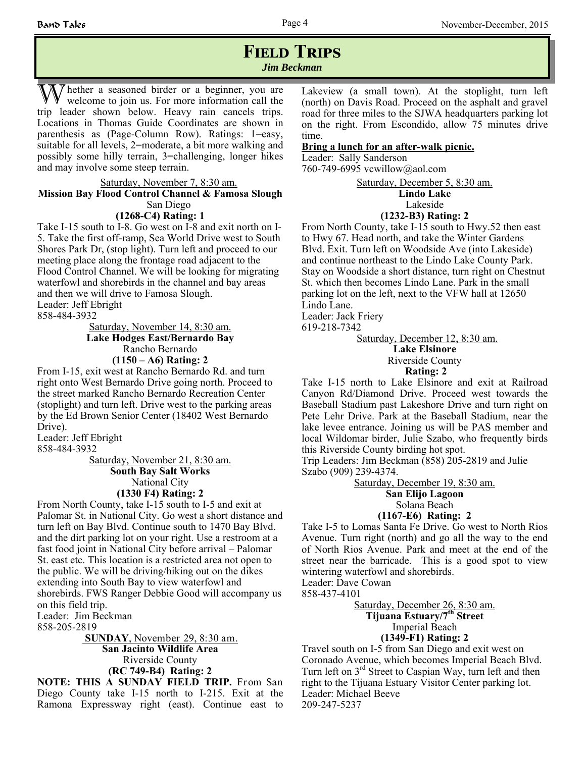# Field Trips

***Jim Beckman***

Whether a seasoned birder or a beginner, you are welcome to join us. For more information call the trip leader shown below. Heavy rain cancels trips. Locations in Thomas Guide Coordinates are shown in parenthesis as (Page-Column Row). Ratings: 1=easy, suitable for all levels, 2=moderate, a bit more walking and possibly some hilly terrain, 3=challenging, longer hikes and may involve some steep terrain.

Saturday, November 7, 8:30 am.
**Mission Bay Flood Control Channel & Famosa Slough**
San Diego
**(1268-C4) Rating: 1**

Take I-15 south to I-8. Go west on I-8 and exit north on I-5. Take the first off-ramp, Sea World Drive west to South Shores Park Dr, (stop light). Turn left and proceed to our meeting place along the frontage road adjacent to the Flood Control Channel. We will be looking for migrating waterfowl and shorebirds in the channel and bay areas and then we will drive to Famosa Slough.
Leader: Jeff Ebright
858-484-3932

Saturday, November 14, 8:30 am.
**Lake Hodges East/Bernardo Bay**
Rancho Bernardo
**(1150 – A6) Rating: 2**

From I-15, exit west at Rancho Bernardo Rd. and turn right onto West Bernardo Drive going north. Proceed to the street marked Rancho Bernardo Recreation Center (stoplight) and turn left. Drive west to the parking areas by the Ed Brown Senior Center (18402 West Bernardo Drive).
Leader: Jeff Ebright
858-484-3932

Saturday, November 21, 8:30 am.
**South Bay Salt Works**
National City
**(1330 F4) Rating: 2**

From North County, take I-15 south to I-5 and exit at Palomar St. in National City. Go west a short distance and turn left on Bay Blvd. Continue south to 1470 Bay Blvd. and the dirt parking lot on your right. Use a restroom at a fast food joint in National City before arrival – Palomar St. east etc. This location is a restricted area not open to the public. We will be driving/hiking out on the dikes extending into South Bay to view waterfowl and shorebirds. FWS Ranger Debbie Good will accompany us on this field trip.
Leader: Jim Beckman
858-205-2819

**SUNDAY**, November 29, 8:30 am.
**San Jacinto Wildlife Area**
Riverside County
**(RC 749-B4) Rating: 2**

**NOTE: THIS A SUNDAY FIELD TRIP.** From San Diego County take I-15 north to I-215. Exit at the Ramona Expressway right (east). Continue east to Lakeview (a small town). At the stoplight, turn left (north) on Davis Road. Proceed on the asphalt and gravel road for three miles to the SJWA headquarters parking lot on the right. From Escondido, allow 75 minutes drive time.

**Bring a lunch for an after-walk picnic.**

Leader: Sally Sanderson
760-749-6995 vcwillow@aol.com

Saturday, December 5, 8:30 am.
**Lindo Lake**
Lakeside
**(1232-B3) Rating: 2**

From North County, take I-15 south to Hwy.52 then east to Hwy 67. Head north, and take the Winter Gardens Blvd. Exit. Turn left on Woodside Ave (into Lakeside) and continue northeast to the Lindo Lake County Park. Stay on Woodside a short distance, turn right on Chestnut St. which then becomes Lindo Lane. Park in the small parking lot on the left, next to the VFW hall at 12650 Lindo Lane.
Leader: Jack Friery
619-218-7342

Saturday, December 12, 8:30 am.
**Lake Elsinore**
Riverside County
**Rating: 2**

Take I-15 north to Lake Elsinore and exit at Railroad Canyon Rd/Diamond Drive. Proceed west towards the Baseball Stadium past Lakeshore Drive and turn right on Pete Lehr Drive. Park at the Baseball Stadium, near the lake levee entrance. Joining us will be PAS member and local Wildomar birder, Julie Szabo, who frequently birds this Riverside County birding hot spot.
Trip Leaders: Jim Beckman (858) 205-2819 and Julie Szabo (909) 239-4374.

Saturday, December 19, 8:30 am.
**San Elijo Lagoon**
Solana Beach
**(1167-E6) Rating: 2**

Take I-5 to Lomas Santa Fe Drive. Go west to North Rios Avenue. Turn right (north) and go all the way to the end of North Rios Avenue. Park and meet at the end of the street near the barricade. This is a good spot to view wintering waterfowl and shorebirds.
Leader: Dave Cowan
858-437-4101

Saturday, December 26, 8:30 am.
**Tijuana Estuary/7th Street**
Imperial Beach
**(1349-F1) Rating: 2**

Travel south on I-5 from San Diego and exit west on Coronado Avenue, which becomes Imperial Beach Blvd. Turn left on 3rd Street to Caspian Way, turn left and then right to the Tijuana Estuary Visitor Center parking lot.
Leader: Michael Beeve
209-247-5237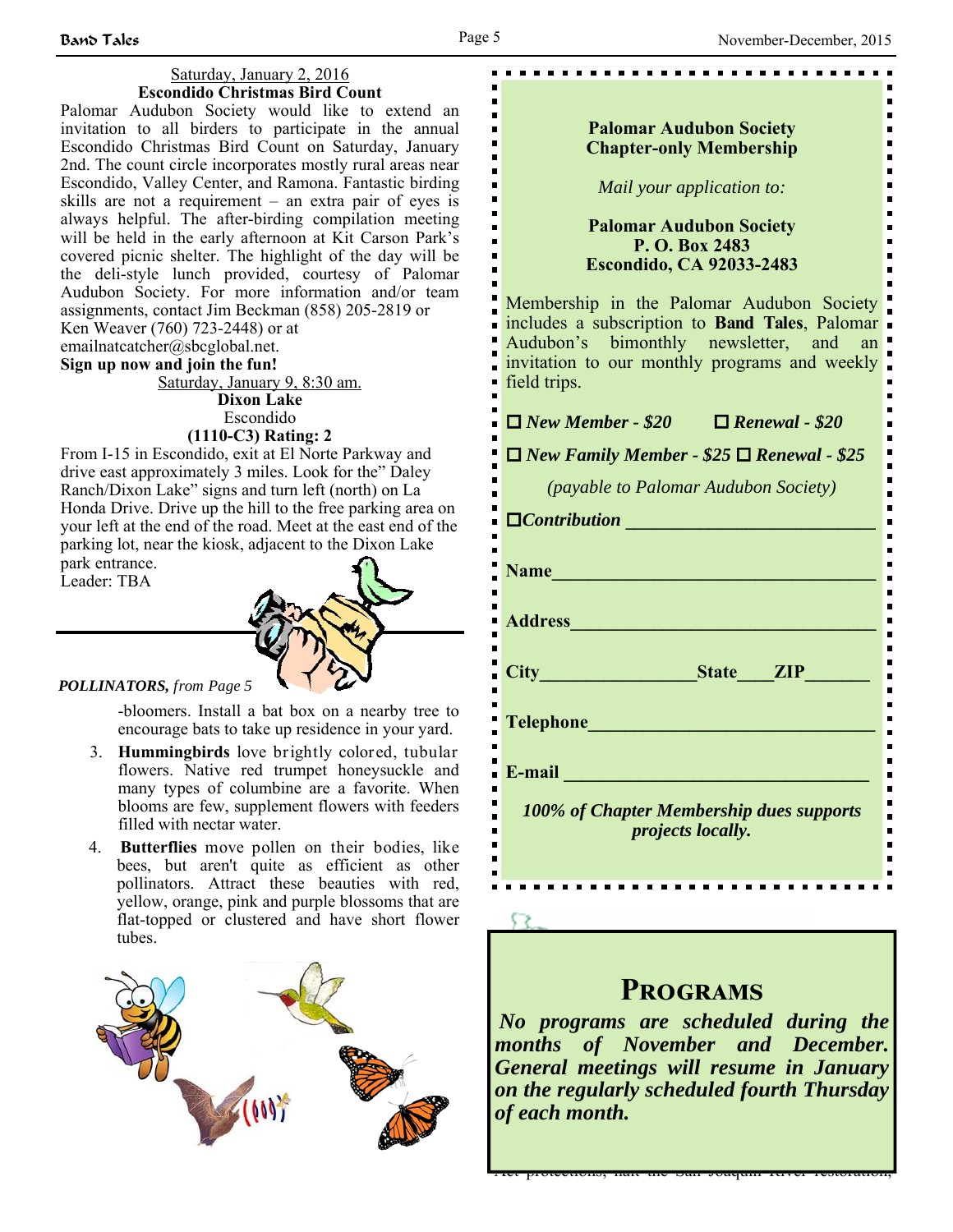Saturday, January 2, 2016

**Escondido Christmas Bird Count**

Palomar Audubon Society would like to extend an invitation to all birders to participate in the annual Escondido Christmas Bird Count on Saturday, January 2nd. The count circle incorporates mostly rural areas near Escondido, Valley Center, and Ramona. Fantastic birding skills are not a requirement – an extra pair of eyes is always helpful. The after-birding compilation meeting will be held in the early afternoon at Kit Carson Park's covered picnic shelter. The highlight of the day will be the deli-style lunch provided, courtesy of Palomar Audubon Society. For more information and/or team assignments, contact Jim Beckman (858) 205-2819 or Ken Weaver (760) 723-2448) or at emailnatcatcher@sbcglobal.net.

**Sign up now and join the fun!**

Saturday, January 9, 8:30 am.

**Dixon Lake**

Escondido

**(1110-C3) Rating: 2**

From I-15 in Escondido, exit at El Norte Parkway and drive east approximately 3 miles. Look for the" Daley Ranch/Dixon Lake" signs and turn left (north) on La Honda Drive. Drive up the hill to the free parking area on your left at the end of the road. Meet at the east end of the parking lot, near the kiosk, adjacent to the Dixon Lake park entrance.

Leader: TBA

***POLLINATORS,*** *from Page 5*

-bloomers. Install a bat box on a nearby tree to encourage bats to take up residence in your yard.

3. **Hummingbirds** love brightly colored, tubular flowers. Native red trumpet honeysuckle and many types of columbine are a favorite. When blooms are few, supplement flowers with feeders filled with nectar water.
4. **Butterflies** move pollen on their bodies, like bees, but aren't quite as efficient as other pollinators. Attract these beauties with red, yellow, orange, pink and purple blossoms that are flat-topped or clustered and have short flower tubes.

**Palomar Audubon Society**
**Chapter-only Membership**

*Mail your application to:*

**Palomar Audubon Society**
**P. O. Box 2483**
**Escondido, CA 92033-2483**

Membership in the Palomar Audubon Society includes a subscription to **Band Tales**, Palomar Audubon's bimonthly newsletter, and an invitation to our monthly programs and weekly field trips.

☐ ***New Member - $20*** ☐ ***Renewal - $20***

☐ ***New Family Member - $25*** ☐ ***Renewal - $25***

*(payable to Palomar Audubon Society)*

☐***Contribution*** ___________________________

**Name**___________________________________

**Address**_________________________________

**City**________________**State**____**ZIP**_______

**Telephone**_______________________________

**E-mail** ________________________________

***100% of Chapter Membership dues supports projects locally.***

## Programs

***No programs are scheduled during the months of November and December. General meetings will resume in January on the regularly scheduled fourth Thursday of each month.***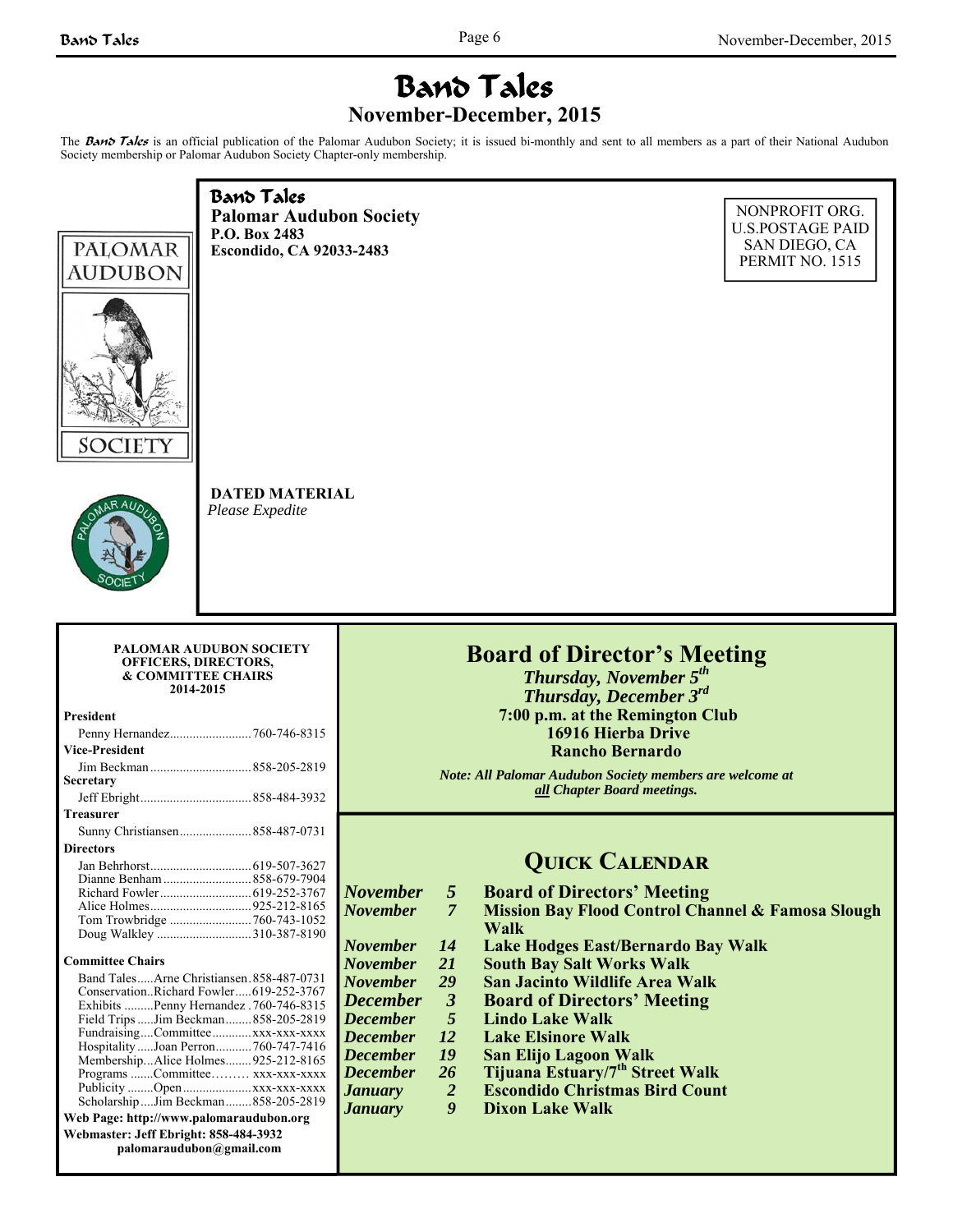# Band Tales

## November-December, 2015

The ***Band Tales*** is an official publication of the Palomar Audubon Society; it is issued bi-monthly and sent to all members as a part of their National Audubon Society membership or Palomar Audubon Society Chapter-only membership.

PALOMAR AUDUBON SOCIETY

**Band Tales**
**Palomar Audubon Society**
**P.O. Box 2483**
**Escondido, CA 92033-2483**

NONPROFIT ORG.
U.S.POSTAGE PAID
SAN DIEGO, CA
PERMIT NO. 1515

**DATED MATERIAL**
*Please Expedite*

**PALOMAR AUDUBON SOCIETY OFFICERS, DIRECTORS, & COMMITTEE CHAIRS 2014-2015**

**President**
Penny Hernandez....760-746-8315

**Vice-President**
Jim Beckman....858-205-2819

**Secretary**
Jeff Ebright....858-484-3932

**Treasurer**
Sunny Christiansen....858-487-0731

**Directors**
Jan Behrhorst....619-507-3627
Dianne Benham....858-679-7904
Richard Fowler....619-252-3767
Alice Holmes....925-212-8165
Tom Trowbridge....760-743-1052
Doug Walkley....310-387-8190

**Committee Chairs**
Band Tales.....Arne Christiansen.858-487-0731
Conservation..Richard Fowler.....619-252-3767
Exhibits .........Penny Hernandez .760-746-8315
Field Trips .....Jim Beckman........858-205-2819
Fundraising....Committee............xxx-xxx-xxxx
Hospitality .....Joan Perron...........760-747-7416
Membership...Alice Holmes........925-212-8165
Programs .......Committee……… xxx-xxx-xxxx
Publicity ........Open.....................xxx-xxx-xxxx
Scholarship....Jim Beckman........858-205-2819

**Web Page: http://www.palomaraudubon.org**
**Webmaster: Jeff Ebright: 858-484-3932**
**palomaraudubon@gmail.com**

## Board of Director's Meeting

***Thursday, November 5th***
***Thursday, December 3rd***
**7:00 p.m. at the Remington Club**
**16916 Hierba Drive**
**Rancho Bernardo**

***Note: All Palomar Audubon Society members are welcome at all Chapter Board meetings.***

## Quick Calendar

| | | |
|---|---|---|
| *November* | *5* | **Board of Directors' Meeting** |
| *November* | *7* | **Mission Bay Flood Control Channel & Famosa Slough Walk** |
| *November* | *14* | **Lake Hodges East/Bernardo Bay Walk** |
| *November* | *21* | **South Bay Salt Works Walk** |
| *November* | *29* | **San Jacinto Wildlife Area Walk** |
| *December* | *3* | **Board of Directors' Meeting** |
| *December* | *5* | **Lindo Lake Walk** |
| *December* | *12* | **Lake Elsinore Walk** |
| *December* | *19* | **San Elijo Lagoon Walk** |
| *December* | *26* | **Tijuana Estuary/7th Street Walk** |
| *January* | *2* | **Escondido Christmas Bird Count** |
| *January* | *9* | **Dixon Lake Walk** |